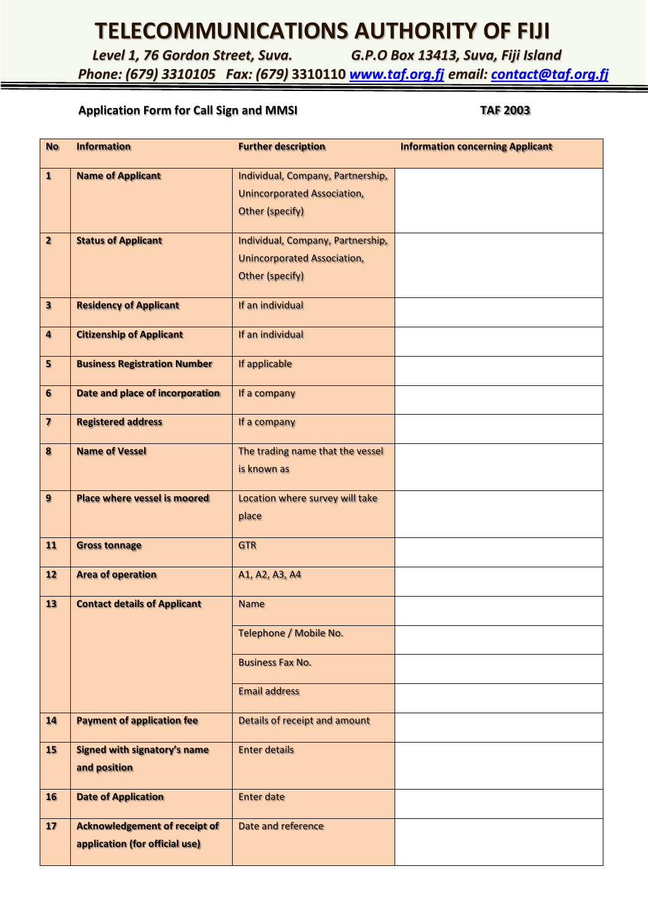# TELECOMMUNICATIONS AUTHORITY OF FIJI

*Level 1, 76 Gordon Street, Suva.* *G.P.O Box 13413, Suva, Fiji Island*

*Phone: (679) 3310105 Fax: (679) 3310110 [www.taf.org.fj](http://www.taf.org.fj) email: [contact@taf.org.fj](mailto:contact@taf.org.fj)*

**Application Form for Call Sign and MMSI** **TAF 2003**

| No | Information | Further description | Information concerning Applicant |
|---|---|---|---|
| **1** | **Name of Applicant** | Individual, Company, Partnership, Unincorporated Association, Other (specify) | |
| **2** | **Status of Applicant** | Individual, Company, Partnership, Unincorporated Association, Other (specify) | |
| **3** | **Residency of Applicant** | If an individual | |
| **4** | **Citizenship of Applicant** | If an individual | |
| **5** | **Business Registration Number** | If applicable | |
| **6** | **Date and place of incorporation** | If a company | |
| **7** | **Registered address** | If a company | |
| **8** | **Name of Vessel** | The trading name that the vessel is known as | |
| **9** | **Place where vessel is moored** | Location where survey will take place | |
| **11** | **Gross tonnage** | GTR | |
| **12** | **Area of operation** | A1, A2, A3, A4 | |
| **13** | **Contact details of Applicant** | Name | |
| | | Telephone / Mobile No. | |
| | | Business Fax No. | |
| | | Email address | |
| **14** | **Payment of application fee** | Details of receipt and amount | |
| **15** | **Signed with signatory's name and position** | Enter details | |
| **16** | **Date of Application** | Enter date | |
| **17** | **Acknowledgement of receipt of application (for official use)** | Date and reference | |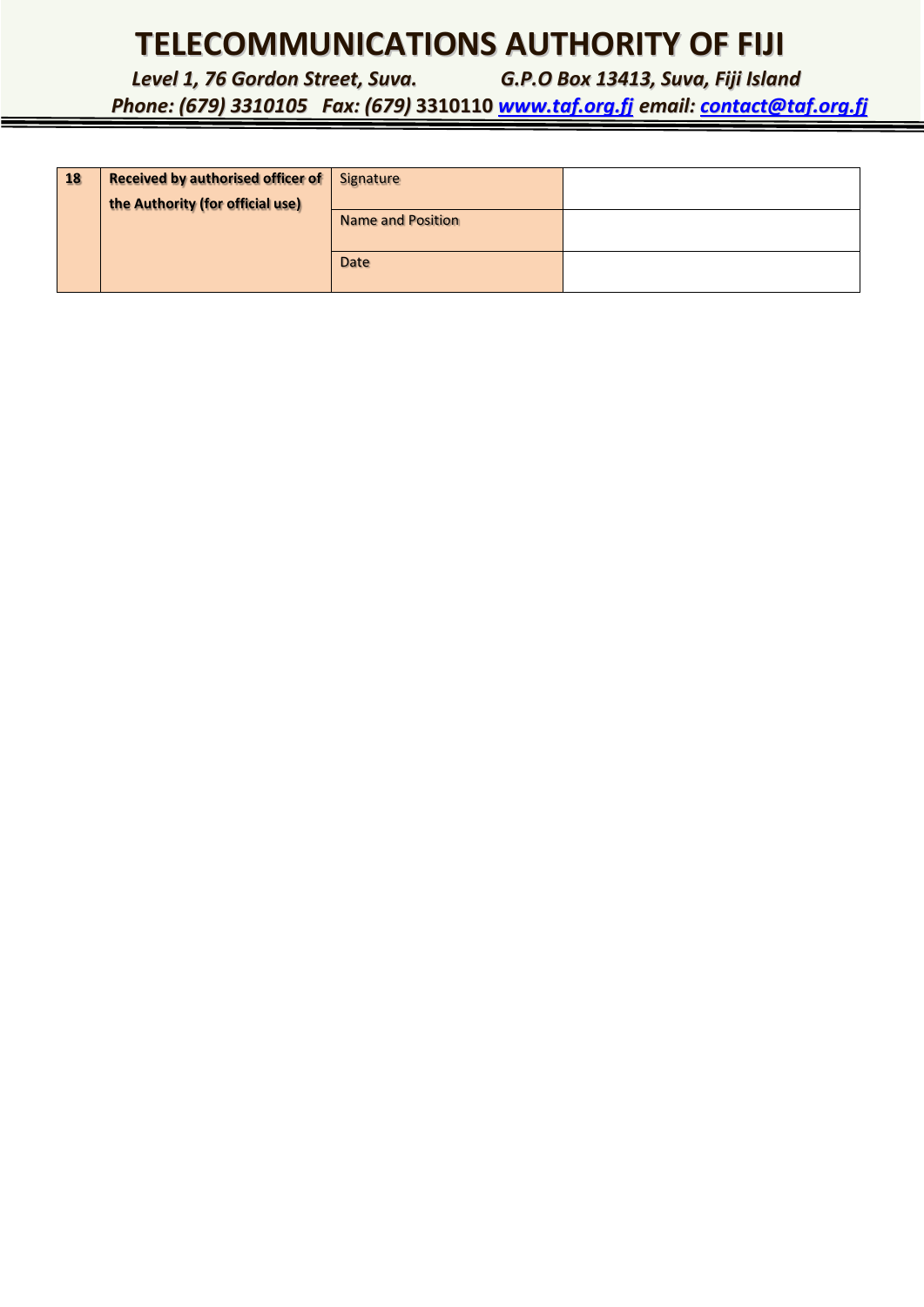| | | | |
|---|---|---|---|
| **18** | **Received by authorised officer of the Authority (for official use)** | Signature | |
| | | Name and Position | |
| | | Date | |